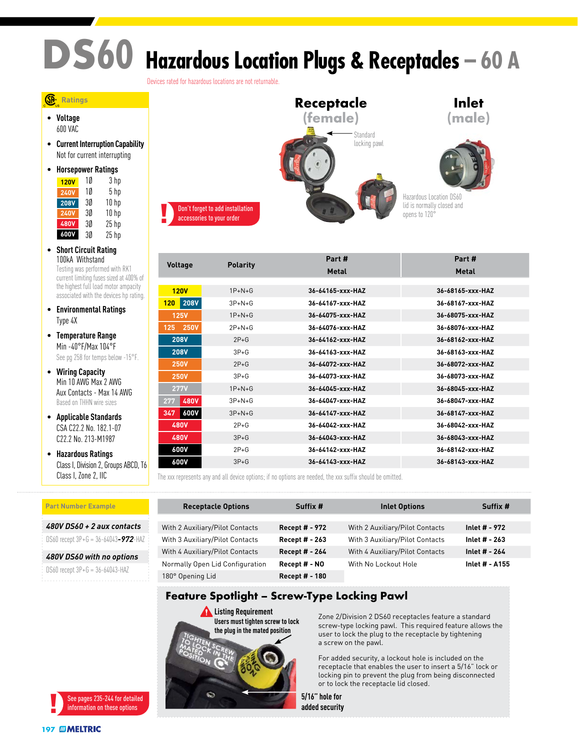# DS60 Hazardous Location Plugs & Receptacles – 60 A

Devices rated for hazardous locations are not returnable.

## Ratings

- **Voltage**
  600 VAC
- **Current Interruption Capability**
  Not for current interrupting
- **Horsepower Ratings**

| | | |
|---|---|---|
| 120V | 1Ø | 3 hp |
| 240V | 1Ø | 5 hp |
| 208V | 3Ø | 10 hp |
| 240V | 3Ø | 10 hp |
| 480V | 3Ø | 25 hp |
| 600V | 3Ø | 25 hp |

- **Short Circuit Rating**
  100kA Withstand
  Testing was performed with RK1 current limiting fuses sized at 400% of the highest full load motor ampacity associated with the devices hp rating.
- **Environmental Ratings**
  Type 4X
- **Temperature Range**
  Min -40°F/Max 104°F
  See pg 258 for temps below -15°F.
- **Wiring Capacity**
  Min 10 AWG Max 2 AWG
  Aux Contacts - Max 14 AWG
  Based on THHN wire sizes
- **Applicable Standards**
  CSA C22.2 No. 182.1-07
  C22.2 No. 213-M1987
- **Hazardous Ratings**
  Class I, Division 2, Groups ABCD, T6
  Class I, Zone 2, IIC

**Receptacle (female)** — Standard locking pawl

**Inlet (male)** — Hazardous Location DS60 lid is normally closed and opens to 120°

Don't forget to add installation accessories to your order

| Voltage | Polarity | Receptacle Part # Metal | Inlet Part # Metal |
|---|---|---|---|
| 120V | 1P+N+G | 36-64165-xxx-HAZ | 36-68165-xxx-HAZ |
| 120 208V | 3P+N+G | 36-64167-xxx-HAZ | 36-68167-xxx-HAZ |
| 125V | 1P+N+G | 36-64075-xxx-HAZ | 36-68075-xxx-HAZ |
| 125 250V | 2P+N+G | 36-64076-xxx-HAZ | 36-68076-xxx-HAZ |
| 208V | 2P+G | 36-64162-xxx-HAZ | 36-68162-xxx-HAZ |
| 208V | 3P+G | 36-64163-xxx-HAZ | 36-68163-xxx-HAZ |
| 250V | 2P+G | 36-64072-xxx-HAZ | 36-68072-xxx-HAZ |
| 250V | 3P+G | 36-64073-xxx-HAZ | 36-68073-xxx-HAZ |
| 277V | 1P+N+G | 36-64045-xxx-HAZ | 36-68045-xxx-HAZ |
| 277 480V | 3P+N+G | 36-64047-xxx-HAZ | 36-68047-xxx-HAZ |
| 347 600V | 3P+N+G | 36-64147-xxx-HAZ | 36-68147-xxx-HAZ |
| 480V | 2P+G | 36-64042-xxx-HAZ | 36-68042-xxx-HAZ |
| 480V | 3P+G | 36-64043-xxx-HAZ | 36-68043-xxx-HAZ |
| 600V | 2P+G | 36-64142-xxx-HAZ | 36-68142-xxx-HAZ |
| 600V | 3P+G | 36-64143-xxx-HAZ | 36-68143-xxx-HAZ |

The xxx represents any and all device options; if no options are needed, the xxx suffix should be omitted.

## Part Number Example

***480V DS60 + 2 aux contacts***
DS60 recept 3P+G = 36-64043-***972***-HAZ

***480V DS60 with no options***
DS60 recept 3P+G = 36-64043-HAZ

| Receptacle Options | Suffix # | Inlet Options | Suffix # |
|---|---|---|---|
| With 2 Auxiliary/Pilot Contacts | **Recept # - 972** | With 2 Auxiliary/Pilot Contacts | **Inlet # - 972** |
| With 3 Auxiliary/Pilot Contacts | **Recept # - 263** | With 3 Auxiliary/Pilot Contacts | **Inlet # - 263** |
| With 4 Auxiliary/Pilot Contacts | **Recept # - 264** | With 4 Auxiliary/Pilot Contacts | **Inlet # - 264** |
| Normally Open Lid Configuration | **Recept # - NO** | With No Lockout Hole | **Inlet # - A155** |
| 180° Opening Lid | **Recept # - 180** | | |

See pages 235-244 for detailed information on these options

## Feature Spotlight – Screw-Type Locking Pawl

**Listing Requirement**
**Users must tighten screw to lock the plug in the mated position**

**5/16" hole for added security**

Zone 2/Division 2 DS60 receptacles feature a standard screw-type locking pawl. This required feature allows the user to lock the plug to the receptacle by tightening a screw on the pawl.

For added security, a lockout hole is included on the receptacle that enables the user to insert a 5/16" lock or locking pin to prevent the plug from being disconnected or to lock the receptacle lid closed.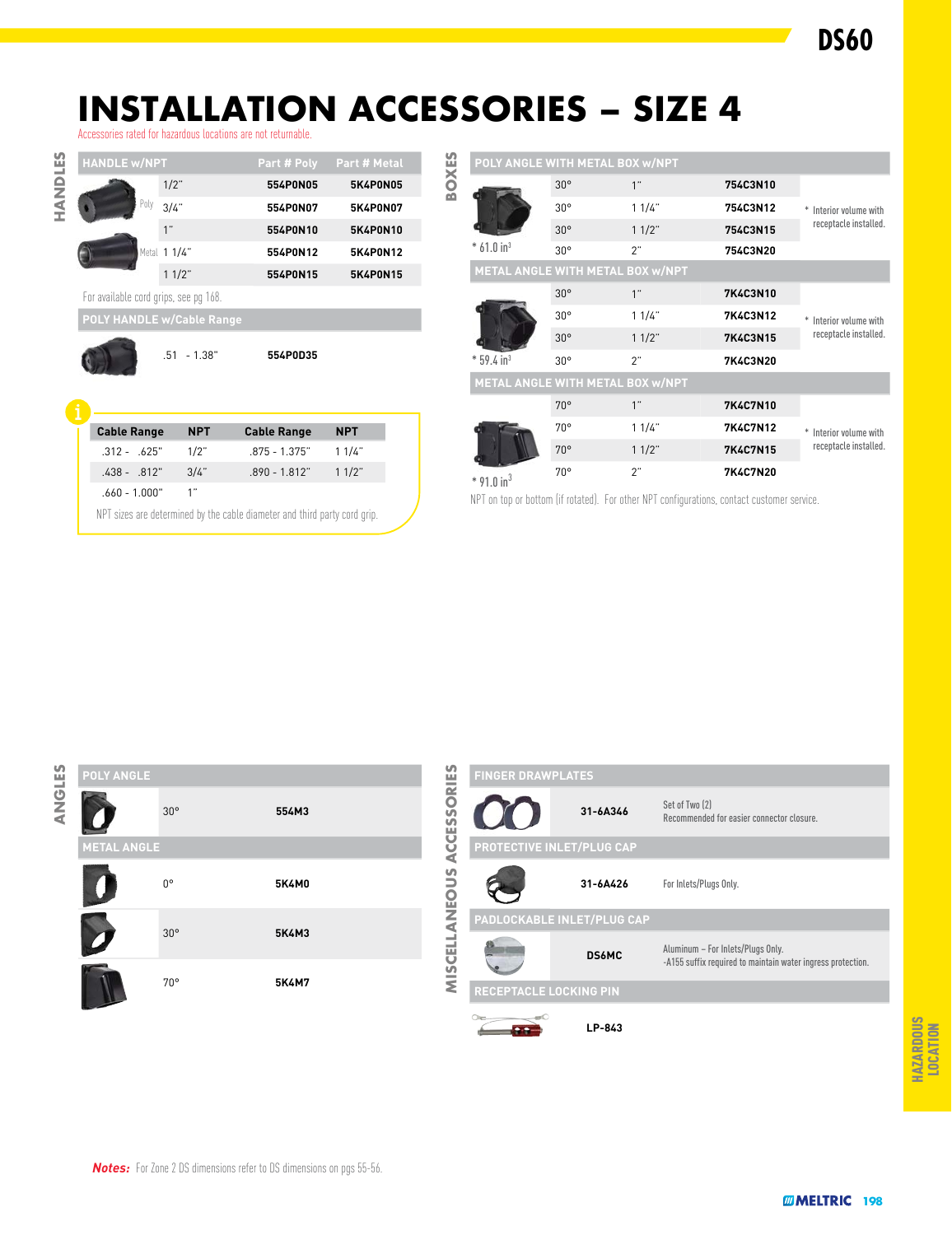# INSTALLATION ACCESSORIES – SIZE 4

Accessories rated for hazardous locations are not returnable.

## HANDLES

| HANDLE w/NPT | | Part # Poly | Part # Metal |
|---|---|---|---|
| Poly | 1/2" | 554P0N05 | 5K4P0N05 |
| | 3/4" | 554P0N07 | 5K4P0N07 |
| | 1" | 554P0N10 | 5K4P0N10 |
| Metal | 1 1/4" | 554P0N12 | 5K4P0N12 |
| | 1 1/2" | 554P0N15 | 5K4P0N15 |

For available cord grips, see pg 168.

| POLY HANDLE w/Cable Range | |
|---|---|
| .51 - 1.38" | 554P0D35 |

| Cable Range | NPT | Cable Range | NPT |
|---|---|---|---|
| .312 - .625" | 1/2" | .875 - 1.375" | 1 1/4" |
| .438 - .812" | 3/4" | .890 - 1.812" | 1 1/2" |
| .660 - 1.000" | 1" | | |

NPT sizes are determined by the cable diameter and third party cord grip.

## BOXES

| POLY ANGLE WITH METAL BOX w/NPT | | |
|---|---|---|
| 30° | 1" | 754C3N10 |
| 30° | 1 1/4" | 754C3N12 |
| 30° | 1 1/2" | 754C3N15 |
| 30° | 2" | 754C3N20 |

* 61.0 in³
* Interior volume with receptacle installed.

| METAL ANGLE WITH METAL BOX w/NPT | | |
|---|---|---|
| 30° | 1" | 7K4C3N10 |
| 30° | 1 1/4" | 7K4C3N12 |
| 30° | 1 1/2" | 7K4C3N15 |
| 30° | 2" | 7K4C3N20 |

* 59.4 in³
* Interior volume with receptacle installed.

| METAL ANGLE WITH METAL BOX w/NPT | | |
|---|---|---|
| 70° | 1" | 7K4C7N10 |
| 70° | 1 1/4" | 7K4C7N12 |
| 70° | 1 1/2" | 7K4C7N15 |
| 70° | 2" | 7K4C7N20 |

* 91.0 in³
* Interior volume with receptacle installed.

NPT on top or bottom (if rotated). For other NPT configurations, contact customer service.

## ANGLES

| POLY ANGLE | |
|---|---|
| 30° | 554M3 |

| METAL ANGLE | |
|---|---|
| 0° | 5K4M0 |
| 30° | 5K4M3 |
| 70° | 5K4M7 |

## MISCELLANEOUS ACCESSORIES

| FINGER DRAWPLATES | |
|---|---|
| 31-6A346 | Set of Two (2) Recommended for easier connector closure. |

| PROTECTIVE INLET/PLUG CAP | |
|---|---|
| 31-6A426 | For Inlets/Plugs Only. |

| PADLOCKABLE INLET/PLUG CAP | |
|---|---|
| DS6MC | Aluminum – For Inlets/Plugs Only. -A155 suffix required to maintain water ingress protection. |

| RECEPTACLE LOCKING PIN |
|---|
| LP-843 |

***Notes:*** For Zone 2 DS dimensions refer to DS dimensions on pgs 55-56.